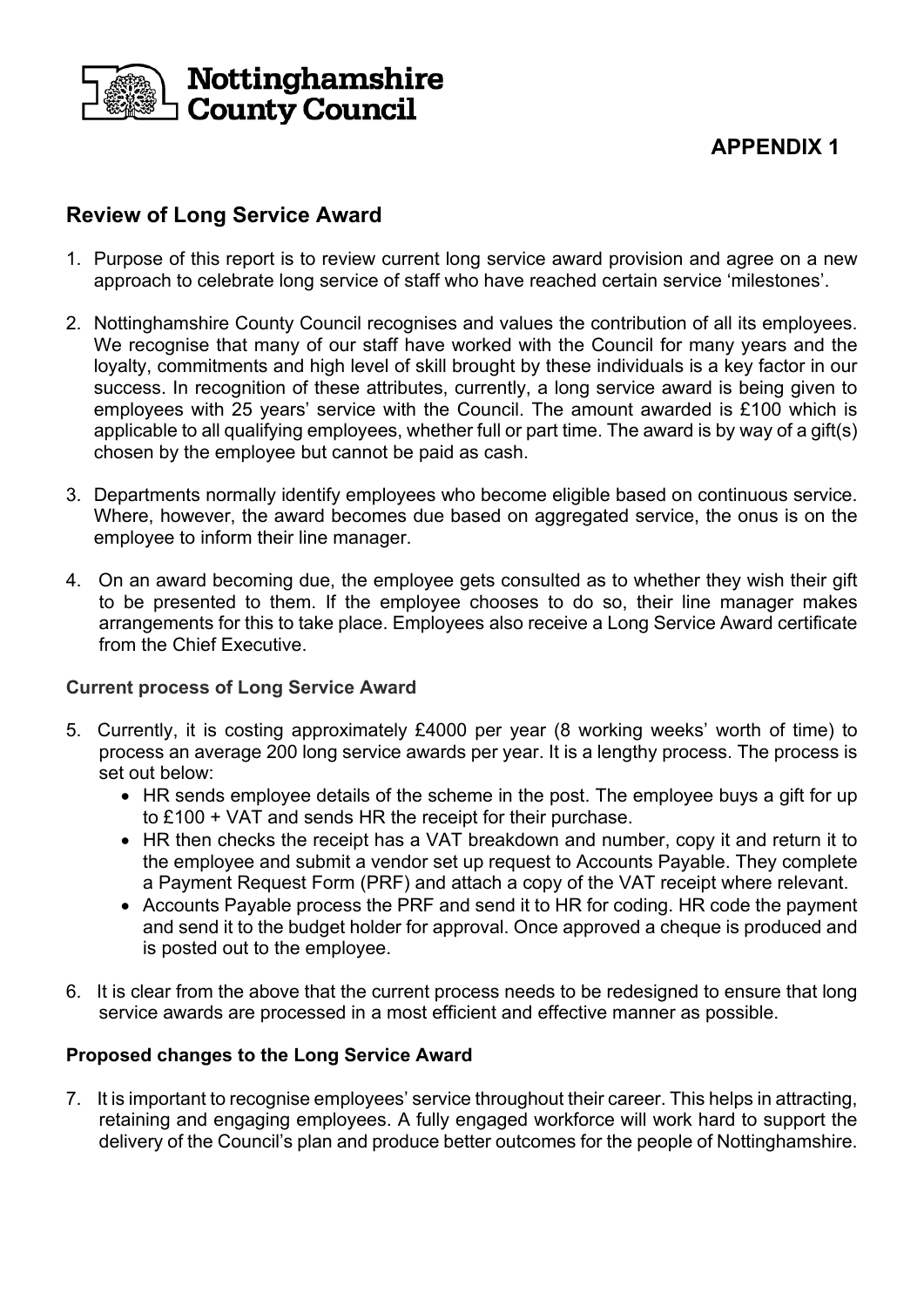**Nottinghamshire County Council**

**APPENDIX 1**

## Review of Long Service Award

1. Purpose of this report is to review current long service award provision and agree on a new approach to celebrate long service of staff who have reached certain service 'milestones'.

2. Nottinghamshire County Council recognises and values the contribution of all its employees. We recognise that many of our staff have worked with the Council for many years and the loyalty, commitments and high level of skill brought by these individuals is a key factor in our success. In recognition of these attributes, currently, a long service award is being given to employees with 25 years' service with the Council. The amount awarded is £100 which is applicable to all qualifying employees, whether full or part time. The award is by way of a gift(s) chosen by the employee but cannot be paid as cash.

3. Departments normally identify employees who become eligible based on continuous service. Where, however, the award becomes due based on aggregated service, the onus is on the employee to inform their line manager.

4. On an award becoming due, the employee gets consulted as to whether they wish their gift to be presented to them. If the employee chooses to do so, their line manager makes arrangements for this to take place. Employees also receive a Long Service Award certificate from the Chief Executive.

### Current process of Long Service Award

5. Currently, it is costing approximately £4000 per year (8 working weeks' worth of time) to process an average 200 long service awards per year. It is a lengthy process. The process is set out below:
   - HR sends employee details of the scheme in the post. The employee buys a gift for up to £100 + VAT and sends HR the receipt for their purchase.
   - HR then checks the receipt has a VAT breakdown and number, copy it and return it to the employee and submit a vendor set up request to Accounts Payable. They complete a Payment Request Form (PRF) and attach a copy of the VAT receipt where relevant.
   - Accounts Payable process the PRF and send it to HR for coding. HR code the payment and send it to the budget holder for approval. Once approved a cheque is produced and is posted out to the employee.

6. It is clear from the above that the current process needs to be redesigned to ensure that long service awards are processed in a most efficient and effective manner as possible.

### Proposed changes to the Long Service Award

7. It is important to recognise employees' service throughout their career. This helps in attracting, retaining and engaging employees. A fully engaged workforce will work hard to support the delivery of the Council's plan and produce better outcomes for the people of Nottinghamshire.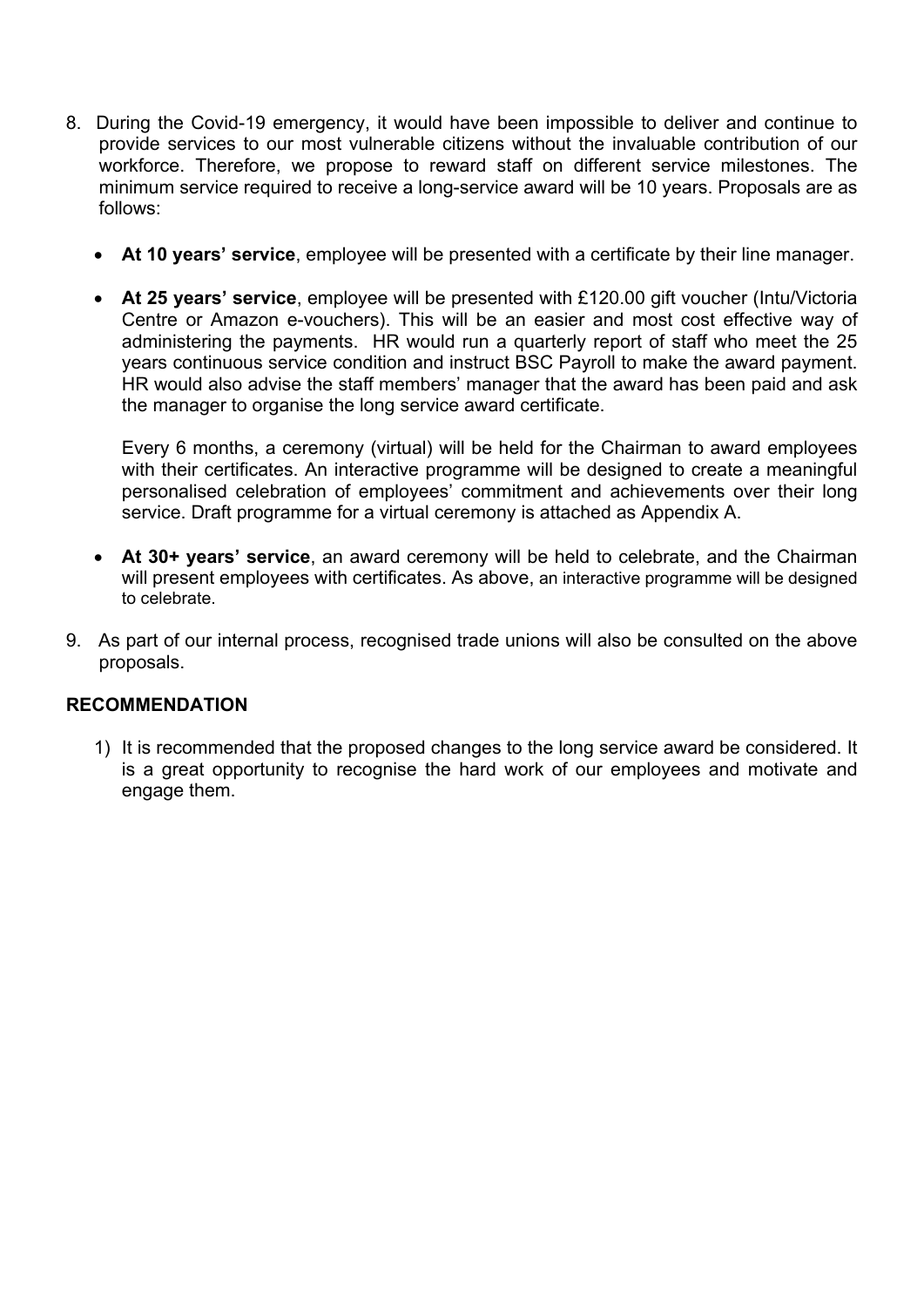8. During the Covid-19 emergency, it would have been impossible to deliver and continue to provide services to our most vulnerable citizens without the invaluable contribution of our workforce. Therefore, we propose to reward staff on different service milestones. The minimum service required to receive a long-service award will be 10 years. Proposals are as follows:

   - **At 10 years' service**, employee will be presented with a certificate by their line manager.

   - **At 25 years' service**, employee will be presented with £120.00 gift voucher (Intu/Victoria Centre or Amazon e-vouchers). This will be an easier and most cost effective way of administering the payments. HR would run a quarterly report of staff who meet the 25 years continuous service condition and instruct BSC Payroll to make the award payment. HR would also advise the staff members' manager that the award has been paid and ask the manager to organise the long service award certificate.

     Every 6 months, a ceremony (virtual) will be held for the Chairman to award employees with their certificates. An interactive programme will be designed to create a meaningful personalised celebration of employees' commitment and achievements over their long service. Draft programme for a virtual ceremony is attached as Appendix A.

   - **At 30+ years' service**, an award ceremony will be held to celebrate, and the Chairman will present employees with certificates. As above, an interactive programme will be designed to celebrate.

9. As part of our internal process, recognised trade unions will also be consulted on the above proposals.

## RECOMMENDATION

1) It is recommended that the proposed changes to the long service award be considered. It is a great opportunity to recognise the hard work of our employees and motivate and engage them.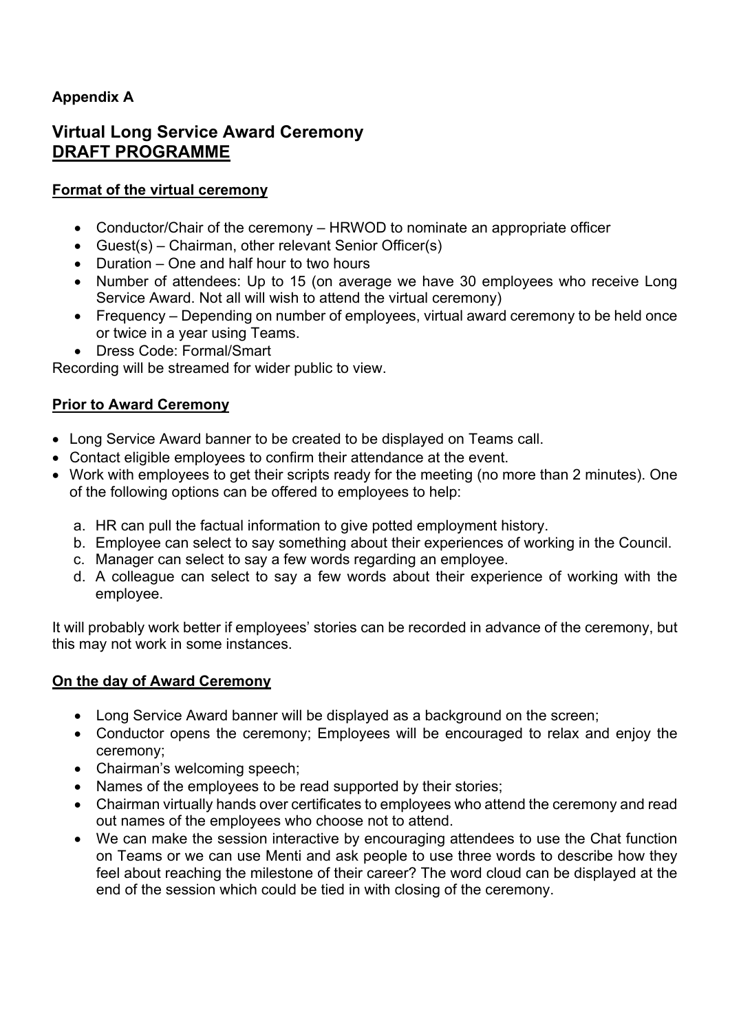**Appendix A**

## Virtual Long Service Award Ceremony
## DRAFT PROGRAMME

**Format of the virtual ceremony**

- Conductor/Chair of the ceremony – HRWOD to nominate an appropriate officer
- Guest(s) – Chairman, other relevant Senior Officer(s)
- Duration – One and half hour to two hours
- Number of attendees: Up to 15 (on average we have 30 employees who receive Long Service Award. Not all will wish to attend the virtual ceremony)
- Frequency – Depending on number of employees, virtual award ceremony to be held once or twice in a year using Teams.
- Dress Code: Formal/Smart

Recording will be streamed for wider public to view.

**Prior to Award Ceremony**

- Long Service Award banner to be created to be displayed on Teams call.
- Contact eligible employees to confirm their attendance at the event.
- Work with employees to get their scripts ready for the meeting (no more than 2 minutes). One of the following options can be offered to employees to help:

  a. HR can pull the factual information to give potted employment history.
  b. Employee can select to say something about their experiences of working in the Council.
  c. Manager can select to say a few words regarding an employee.
  d. A colleague can select to say a few words about their experience of working with the employee.

It will probably work better if employees' stories can be recorded in advance of the ceremony, but this may not work in some instances.

**On the day of Award Ceremony**

- Long Service Award banner will be displayed as a background on the screen;
- Conductor opens the ceremony; Employees will be encouraged to relax and enjoy the ceremony;
- Chairman's welcoming speech;
- Names of the employees to be read supported by their stories;
- Chairman virtually hands over certificates to employees who attend the ceremony and read out names of the employees who choose not to attend.
- We can make the session interactive by encouraging attendees to use the Chat function on Teams or we can use Menti and ask people to use three words to describe how they feel about reaching the milestone of their career? The word cloud can be displayed at the end of the session which could be tied in with closing of the ceremony.